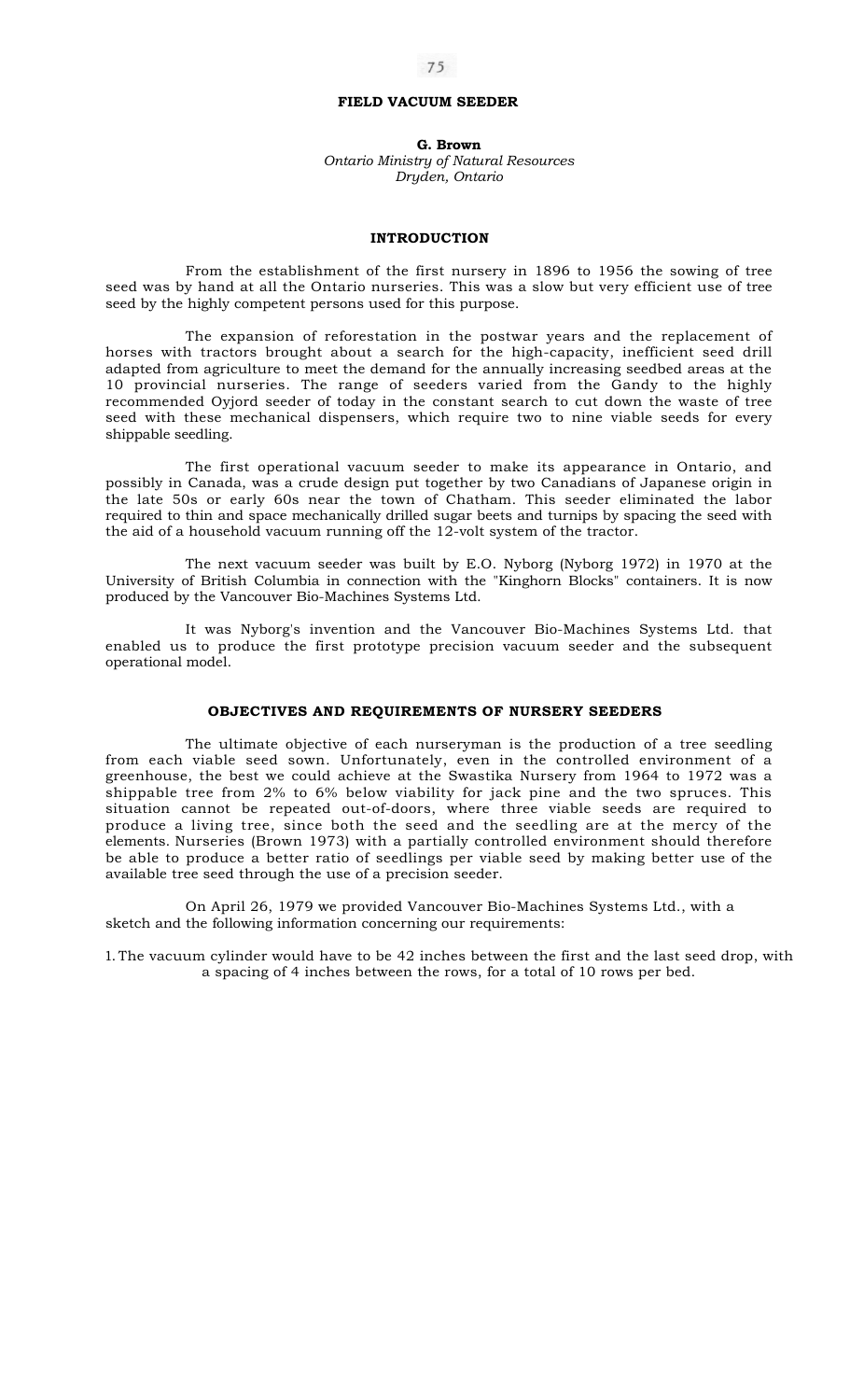# FIELD VACUUM SEEDER

**G. Brown**
*Ontario Ministry of Natural Resources*
*Dryden, Ontario*

## INTRODUCTION

From the establishment of the first nursery in 1896 to 1956 the sowing of tree seed was by hand at all the Ontario nurseries. This was a slow but very efficient use of tree seed by the highly competent persons used for this purpose.

The expansion of reforestation in the postwar years and the replacement of horses with tractors brought about a search for the high-capacity, inefficient seed drill adapted from agriculture to meet the demand for the annually increasing seedbed areas at the 10 provincial nurseries. The range of seeders varied from the Gandy to the highly recommended Oyjord seeder of today in the constant search to cut down the waste of tree seed with these mechanical dispensers, which require two to nine viable seeds for every shippable seedling.

The first operational vacuum seeder to make its appearance in Ontario, and possibly in Canada, was a crude design put together by two Canadians of Japanese origin in the late 50s or early 60s near the town of Chatham. This seeder eliminated the labor required to thin and space mechanically drilled sugar beets and turnips by spacing the seed with the aid of a household vacuum running off the 12-volt system of the tractor.

The next vacuum seeder was built by E.O. Nyborg (Nyborg 1972) in 1970 at the University of British Columbia in connection with the "Kinghorn Blocks" containers. It is now produced by the Vancouver Bio-Machines Systems Ltd.

It was Nyborg's invention and the Vancouver Bio-Machines Systems Ltd. that enabled us to produce the first prototype precision vacuum seeder and the subsequent operational model.

## OBJECTIVES AND REQUIREMENTS OF NURSERY SEEDERS

The ultimate objective of each nurseryman is the production of a tree seedling from each viable seed sown. Unfortunately, even in the controlled environment of a greenhouse, the best we could achieve at the Swastika Nursery from 1964 to 1972 was a shippable tree from 2% to 6% below viability for jack pine and the two spruces. This situation cannot be repeated out-of-doors, where three viable seeds are required to produce a living tree, since both the seed and the seedling are at the mercy of the elements. Nurseries (Brown 1973) with a partially controlled environment should therefore be able to produce a better ratio of seedlings per viable seed by making better use of the available tree seed through the use of a precision seeder.

On April 26, 1979 we provided Vancouver Bio-Machines Systems Ltd., with a sketch and the following information concerning our requirements:

1. The vacuum cylinder would have to be 42 inches between the first and the last seed drop, with a spacing of 4 inches between the rows, for a total of 10 rows per bed.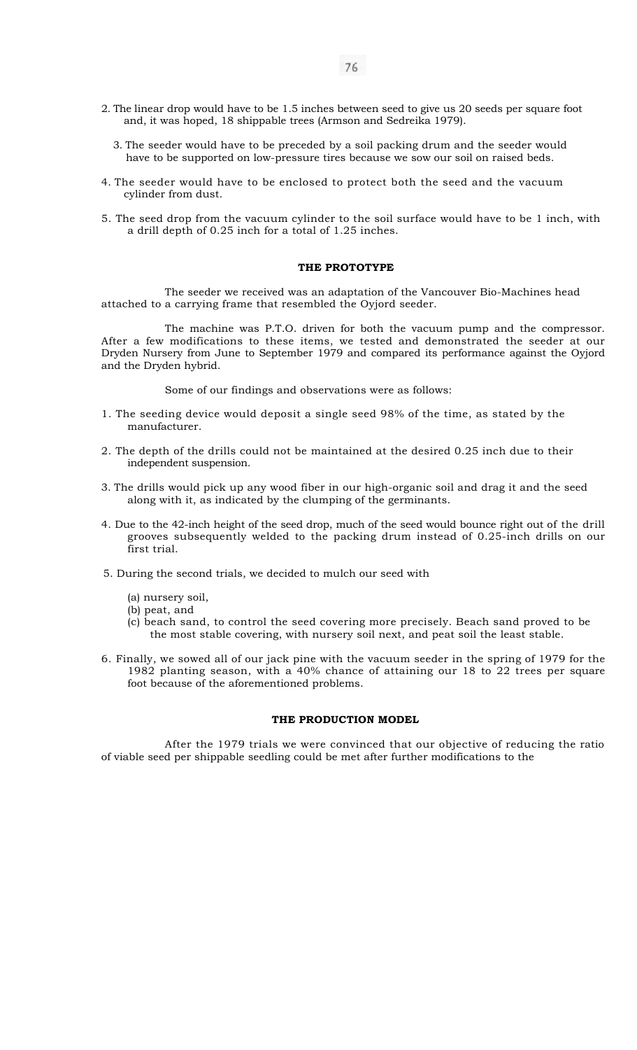2. The linear drop would have to be 1.5 inches between seed to give us 20 seeds per square foot and, it was hoped, 18 shippable trees (Armson and Sedreika 1979).

3. The seeder would have to be preceded by a soil packing drum and the seeder would have to be supported on low-pressure tires because we sow our soil on raised beds.

4. The seeder would have to be enclosed to protect both the seed and the vacuum cylinder from dust.

5. The seed drop from the vacuum cylinder to the soil surface would have to be 1 inch, with a drill depth of 0.25 inch for a total of 1.25 inches.

#### THE PROTOTYPE

The seeder we received was an adaptation of the Vancouver Bio-Machines head attached to a carrying frame that resembled the Oyjord seeder.

The machine was P.T.O. driven for both the vacuum pump and the compressor. After a few modifications to these items, we tested and demonstrated the seeder at our Dryden Nursery from June to September 1979 and compared its performance against the Oyjord and the Dryden hybrid.

Some of our findings and observations were as follows:

1. The seeding device would deposit a single seed 98% of the time, as stated by the manufacturer.

2. The depth of the drills could not be maintained at the desired 0.25 inch due to their independent suspension.

3. The drills would pick up any wood fiber in our high-organic soil and drag it and the seed along with it, as indicated by the clumping of the germinants.

4. Due to the 42-inch height of the seed drop, much of the seed would bounce right out of the drill grooves subsequently welded to the packing drum instead of 0.25-inch drills on our first trial.

5. During the second trials, we decided to mulch our seed with

   (a) nursery soil,
   (b) peat, and
   (c) beach sand, to control the seed covering more precisely. Beach sand proved to be the most stable covering, with nursery soil next, and peat soil the least stable.

6. Finally, we sowed all of our jack pine with the vacuum seeder in the spring of 1979 for the 1982 planting season, with a 40% chance of attaining our 18 to 22 trees per square foot because of the aforementioned problems.

#### THE PRODUCTION MODEL

After the 1979 trials we were convinced that our objective of reducing the ratio of viable seed per shippable seedling could be met after further modifications to the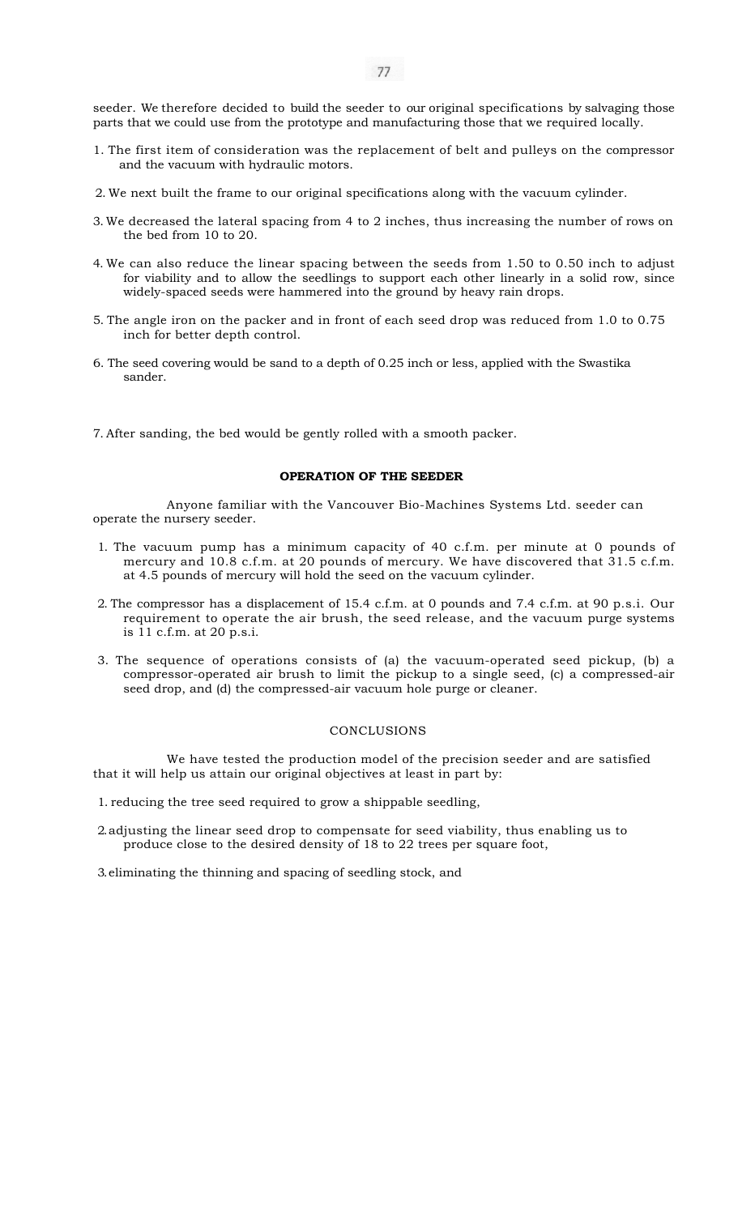seeder. We therefore decided to build the seeder to our original specifications by salvaging those parts that we could use from the prototype and manufacturing those that we required locally.

1. The first item of consideration was the replacement of belt and pulleys on the compressor and the vacuum with hydraulic motors.
2. We next built the frame to our original specifications along with the vacuum cylinder.
3. We decreased the lateral spacing from 4 to 2 inches, thus increasing the number of rows on the bed from 10 to 20.
4. We can also reduce the linear spacing between the seeds from 1.50 to 0.50 inch to adjust for viability and to allow the seedlings to support each other linearly in a solid row, since widely-spaced seeds were hammered into the ground by heavy rain drops.
5. The angle iron on the packer and in front of each seed drop was reduced from 1.0 to 0.75 inch for better depth control.
6. The seed covering would be sand to a depth of 0.25 inch or less, applied with the Swastika sander.
7. After sanding, the bed would be gently rolled with a smooth packer.

**OPERATION OF THE SEEDER**

Anyone familiar with the Vancouver Bio-Machines Systems Ltd. seeder can operate the nursery seeder.

1. The vacuum pump has a minimum capacity of 40 c.f.m. per minute at 0 pounds of mercury and 10.8 c.f.m. at 20 pounds of mercury. We have discovered that 31.5 c.f.m. at 4.5 pounds of mercury will hold the seed on the vacuum cylinder.
2. The compressor has a displacement of 15.4 c.f.m. at 0 pounds and 7.4 c.f.m. at 90 p.s.i. Our requirement to operate the air brush, the seed release, and the vacuum purge systems is 11 c.f.m. at 20 p.s.i.
3. The sequence of operations consists of (a) the vacuum-operated seed pickup, (b) a compressor-operated air brush to limit the pickup to a single seed, (c) a compressed-air seed drop, and (d) the compressed-air vacuum hole purge or cleaner.

CONCLUSIONS

We have tested the production model of the precision seeder and are satisfied that it will help us attain our original objectives at least in part by:

1. reducing the tree seed required to grow a shippable seedling,
2. adjusting the linear seed drop to compensate for seed viability, thus enabling us to produce close to the desired density of 18 to 22 trees per square foot,
3. eliminating the thinning and spacing of seedling stock, and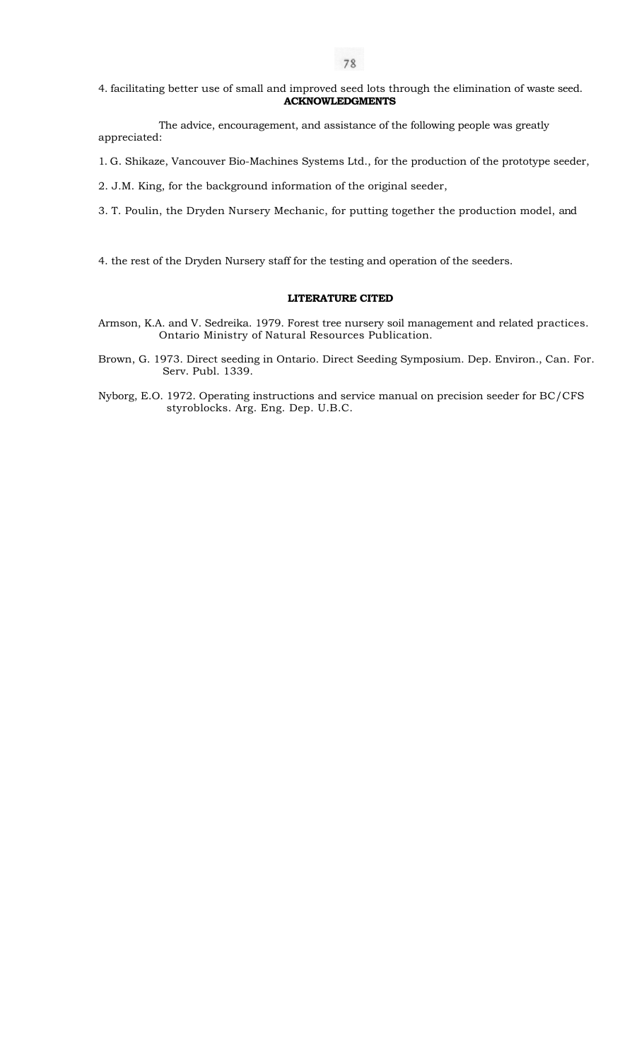4. facilitating better use of small and improved seed lots through the elimination of waste seed.

## ACKNOWLEDGMENTS

The advice, encouragement, and assistance of the following people was greatly appreciated:

1. G. Shikaze, Vancouver Bio-Machines Systems Ltd., for the production of the prototype seeder,

2. J.M. King, for the background information of the original seeder,

3. T. Poulin, the Dryden Nursery Mechanic, for putting together the production model, and

4. the rest of the Dryden Nursery staff for the testing and operation of the seeders.

## LITERATURE CITED

Armson, K.A. and V. Sedreika. 1979. Forest tree nursery soil management and related practices. Ontario Ministry of Natural Resources Publication.

Brown, G. 1973. Direct seeding in Ontario. Direct Seeding Symposium. Dep. Environ., Can. For. Serv. Publ. 1339.

Nyborg, E.O. 1972. Operating instructions and service manual on precision seeder for BC/CFS styroblocks. Arg. Eng. Dep. U.B.C.